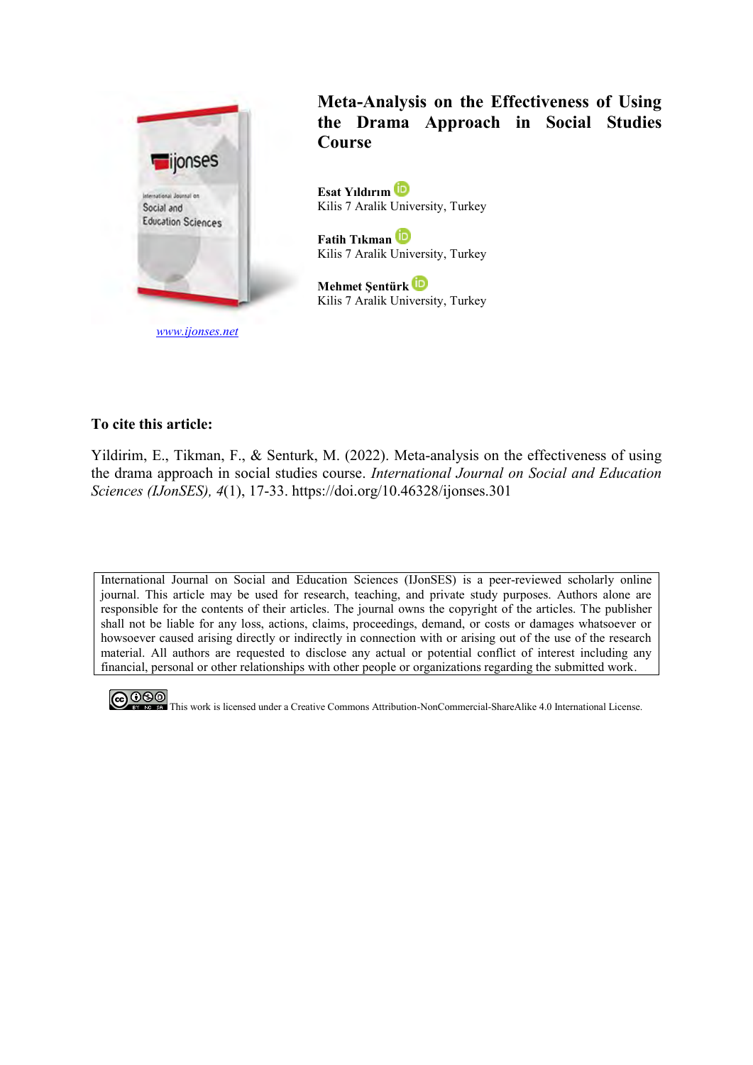# Meta-Analysis on the Effectiveness of Using the Drama Approach in Social Studies Course

**Esat Yıldırım**
Kilis 7 Aralik University, Turkey

**Fatih Tıkman**
Kilis 7 Aralik University, Turkey

**Mehmet Şentürk**
Kilis 7 Aralik University, Turkey

www.ijonses.net

**To cite this article:**

Yildirim, E., Tikman, F., & Senturk, M. (2022). Meta-analysis on the effectiveness of using the drama approach in social studies course. *International Journal on Social and Education Sciences (IJonSES), 4*(1), 17-33. https://doi.org/10.46328/ijonses.301

International Journal on Social and Education Sciences (IJonSES) is a peer-reviewed scholarly online journal. This article may be used for research, teaching, and private study purposes. Authors alone are responsible for the contents of their articles. The journal owns the copyright of the articles. The publisher shall not be liable for any loss, actions, claims, proceedings, demand, or costs or damages whatsoever or howsoever caused arising directly or indirectly in connection with or arising out of the use of the research material. All authors are requested to disclose any actual or potential conflict of interest including any financial, personal or other relationships with other people or organizations regarding the submitted work.

This work is licensed under a Creative Commons Attribution-NonCommercial-ShareAlike 4.0 International License.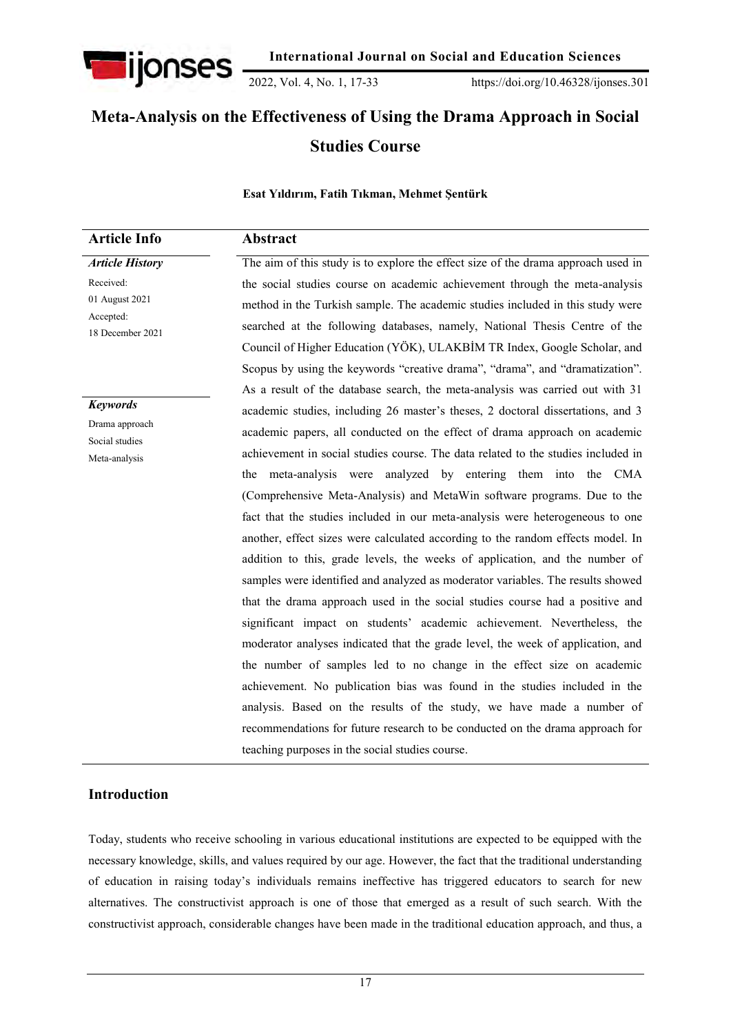# Meta-Analysis on the Effectiveness of Using the Drama Approach in Social Studies Course

**Esat Yıldırım, Fatih Tıkman, Mehmet Şentürk**

| Article Info | Abstract |
|---|---|
| ***Article History*** <br> Received: <br> 01 August 2021 <br> Accepted: <br> 18 December 2021 <br><br> ***Keywords*** <br> Drama approach <br> Social studies <br> Meta-analysis | The aim of this study is to explore the effect size of the drama approach used in the social studies course on academic achievement through the meta-analysis method in the Turkish sample. The academic studies included in this study were searched at the following databases, namely, National Thesis Centre of the Council of Higher Education (YÖK), ULAKBİM TR Index, Google Scholar, and Scopus by using the keywords "creative drama", "drama", and "dramatization". As a result of the database search, the meta-analysis was carried out with 31 academic studies, including 26 master's theses, 2 doctoral dissertations, and 3 academic papers, all conducted on the effect of drama approach on academic achievement in social studies course. The data related to the studies included in the meta-analysis were analyzed by entering them into the CMA (Comprehensive Meta-Analysis) and MetaWin software programs. Due to the fact that the studies included in our meta-analysis were heterogeneous to one another, effect sizes were calculated according to the random effects model. In addition to this, grade levels, the weeks of application, and the number of samples were identified and analyzed as moderator variables. The results showed that the drama approach used in the social studies course had a positive and significant impact on students' academic achievement. Nevertheless, the moderator analyses indicated that the grade level, the week of application, and the number of samples led to no change in the effect size on academic achievement. No publication bias was found in the studies included in the analysis. Based on the results of the study, we have made a number of recommendations for future research to be conducted on the drama approach for teaching purposes in the social studies course. |

## Introduction

Today, students who receive schooling in various educational institutions are expected to be equipped with the necessary knowledge, skills, and values required by our age. However, the fact that the traditional understanding of education in raising today's individuals remains ineffective has triggered educators to search for new alternatives. The constructivist approach is one of those that emerged as a result of such search. With the constructivist approach, considerable changes have been made in the traditional education approach, and thus, a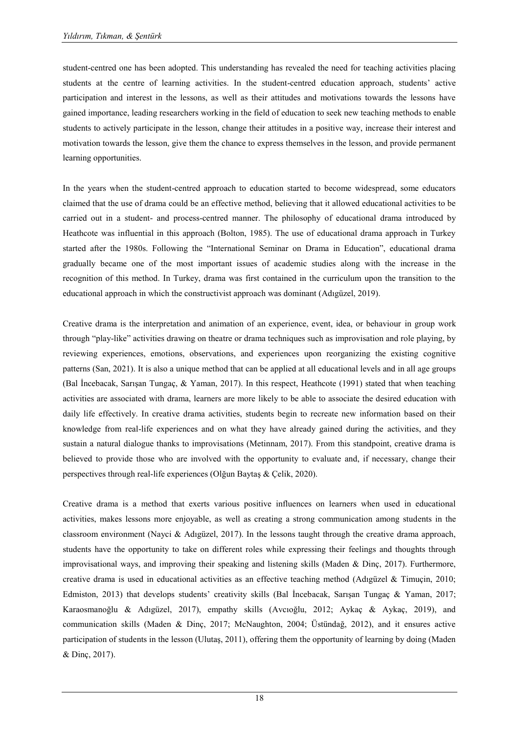student-centred one has been adopted. This understanding has revealed the need for teaching activities placing students at the centre of learning activities. In the student-centred education approach, students' active participation and interest in the lessons, as well as their attitudes and motivations towards the lessons have gained importance, leading researchers working in the field of education to seek new teaching methods to enable students to actively participate in the lesson, change their attitudes in a positive way, increase their interest and motivation towards the lesson, give them the chance to express themselves in the lesson, and provide permanent learning opportunities.

In the years when the student-centred approach to education started to become widespread, some educators claimed that the use of drama could be an effective method, believing that it allowed educational activities to be carried out in a student- and process-centred manner. The philosophy of educational drama introduced by Heathcote was influential in this approach (Bolton, 1985). The use of educational drama approach in Turkey started after the 1980s. Following the "International Seminar on Drama in Education", educational drama gradually became one of the most important issues of academic studies along with the increase in the recognition of this method. In Turkey, drama was first contained in the curriculum upon the transition to the educational approach in which the constructivist approach was dominant (Adıgüzel, 2019).

Creative drama is the interpretation and animation of an experience, event, idea, or behaviour in group work through "play-like" activities drawing on theatre or drama techniques such as improvisation and role playing, by reviewing experiences, emotions, observations, and experiences upon reorganizing the existing cognitive patterns (San, 2021). It is also a unique method that can be applied at all educational levels and in all age groups (Bal İncebacak, Sarışan Tungaç, & Yaman, 2017). In this respect, Heathcote (1991) stated that when teaching activities are associated with drama, learners are more likely to be able to associate the desired education with daily life effectively. In creative drama activities, students begin to recreate new information based on their knowledge from real-life experiences and on what they have already gained during the activities, and they sustain a natural dialogue thanks to improvisations (Metinnam, 2017). From this standpoint, creative drama is believed to provide those who are involved with the opportunity to evaluate and, if necessary, change their perspectives through real-life experiences (Olğun Baytaş & Çelik, 2020).

Creative drama is a method that exerts various positive influences on learners when used in educational activities, makes lessons more enjoyable, as well as creating a strong communication among students in the classroom environment (Nayci & Adıgüzel, 2017). In the lessons taught through the creative drama approach, students have the opportunity to take on different roles while expressing their feelings and thoughts through improvisational ways, and improving their speaking and listening skills (Maden & Dinç, 2017). Furthermore, creative drama is used in educational activities as an effective teaching method (Adıgüzel & Timuçin, 2010; Edmiston, 2013) that develops students' creativity skills (Bal İncebacak, Sarışan Tungaç & Yaman, 2017; Karaosmanoğlu & Adıgüzel, 2017), empathy skills (Avcıoğlu, 2012; Aykaç & Aykaç, 2019), and communication skills (Maden & Dinç, 2017; McNaughton, 2004; Üstündağ, 2012), and it ensures active participation of students in the lesson (Ulutaş, 2011), offering them the opportunity of learning by doing (Maden & Dinç, 2017).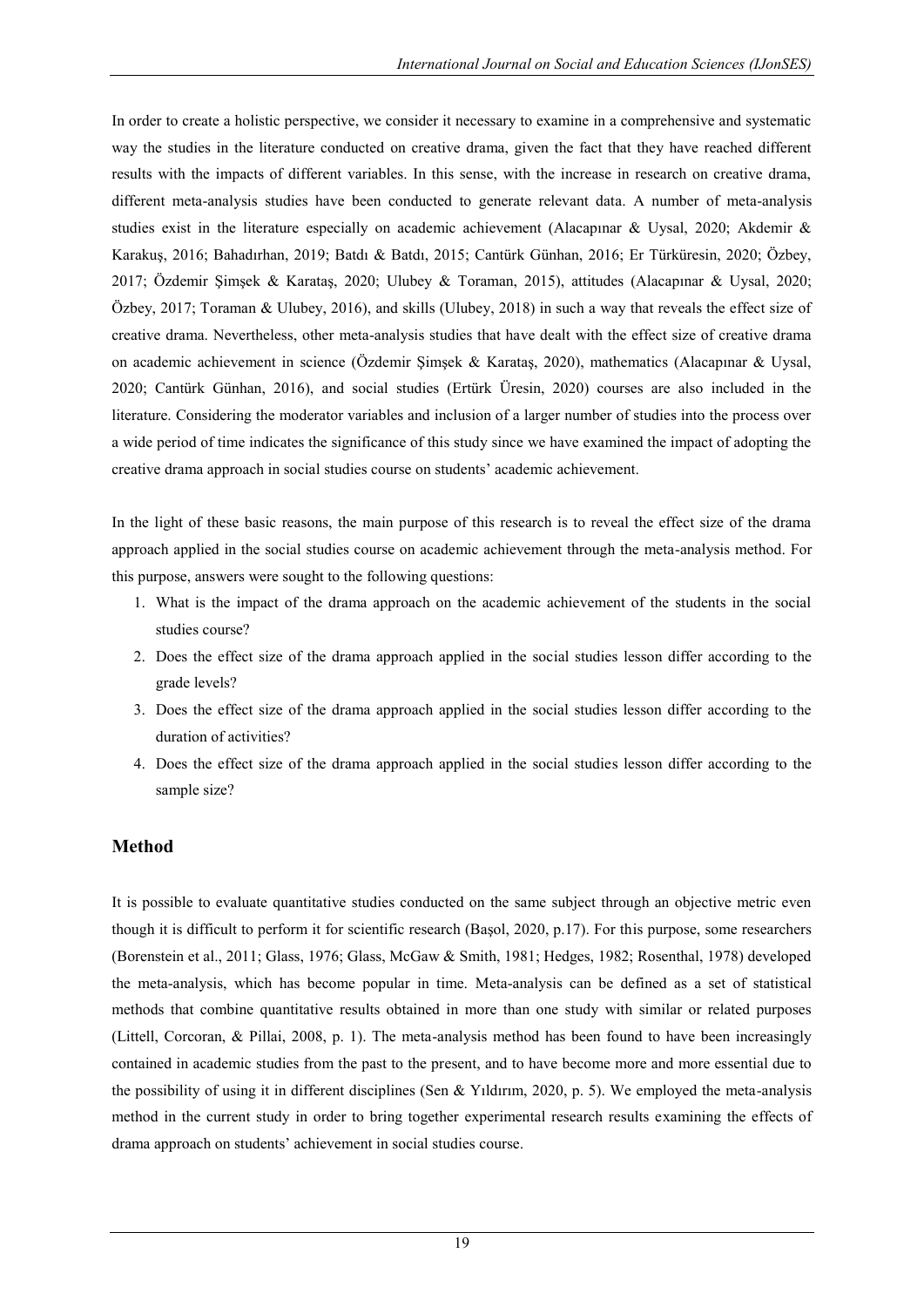In order to create a holistic perspective, we consider it necessary to examine in a comprehensive and systematic way the studies in the literature conducted on creative drama, given the fact that they have reached different results with the impacts of different variables. In this sense, with the increase in research on creative drama, different meta-analysis studies have been conducted to generate relevant data. A number of meta-analysis studies exist in the literature especially on academic achievement (Alacapınar & Uysal, 2020; Akdemir & Karakuş, 2016; Bahadırhan, 2019; Batdı & Batdı, 2015; Cantürk Günhan, 2016; Er Türküresin, 2020; Özbey, 2017; Özdemir Şimşek & Karataş, 2020; Ulubey & Toraman, 2015), attitudes (Alacapınar & Uysal, 2020; Özbey, 2017; Toraman & Ulubey, 2016), and skills (Ulubey, 2018) in such a way that reveals the effect size of creative drama. Nevertheless, other meta-analysis studies that have dealt with the effect size of creative drama on academic achievement in science (Özdemir Şimşek & Karataş, 2020), mathematics (Alacapınar & Uysal, 2020; Cantürk Günhan, 2016), and social studies (Ertürk Üresin, 2020) courses are also included in the literature. Considering the moderator variables and inclusion of a larger number of studies into the process over a wide period of time indicates the significance of this study since we have examined the impact of adopting the creative drama approach in social studies course on students' academic achievement.

In the light of these basic reasons, the main purpose of this research is to reveal the effect size of the drama approach applied in the social studies course on academic achievement through the meta-analysis method. For this purpose, answers were sought to the following questions:

1. What is the impact of the drama approach on the academic achievement of the students in the social studies course?
2. Does the effect size of the drama approach applied in the social studies lesson differ according to the grade levels?
3. Does the effect size of the drama approach applied in the social studies lesson differ according to the duration of activities?
4. Does the effect size of the drama approach applied in the social studies lesson differ according to the sample size?

## Method

It is possible to evaluate quantitative studies conducted on the same subject through an objective metric even though it is difficult to perform it for scientific research (Başol, 2020, p.17). For this purpose, some researchers (Borenstein et al., 2011; Glass, 1976; Glass, McGaw & Smith, 1981; Hedges, 1982; Rosenthal, 1978) developed the meta-analysis, which has become popular in time. Meta-analysis can be defined as a set of statistical methods that combine quantitative results obtained in more than one study with similar or related purposes (Littell, Corcoran, & Pillai, 2008, p. 1). The meta-analysis method has been found to have been increasingly contained in academic studies from the past to the present, and to have become more and more essential due to the possibility of using it in different disciplines (Sen & Yıldırım, 2020, p. 5). We employed the meta-analysis method in the current study in order to bring together experimental research results examining the effects of drama approach on students' achievement in social studies course.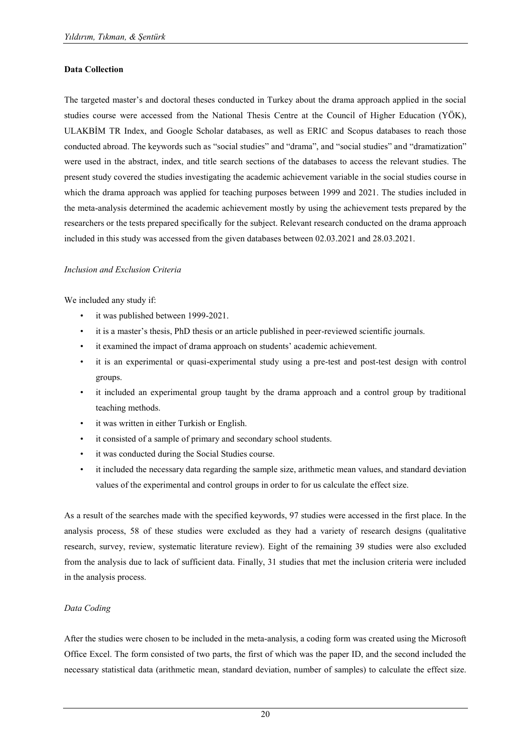**Data Collection**

The targeted master's and doctoral theses conducted in Turkey about the drama approach applied in the social studies course were accessed from the National Thesis Centre at the Council of Higher Education (YÖK), ULAKBİM TR Index, and Google Scholar databases, as well as ERIC and Scopus databases to reach those conducted abroad. The keywords such as "social studies" and "drama", and "social studies" and "dramatization" were used in the abstract, index, and title search sections of the databases to access the relevant studies. The present study covered the studies investigating the academic achievement variable in the social studies course in which the drama approach was applied for teaching purposes between 1999 and 2021. The studies included in the meta-analysis determined the academic achievement mostly by using the achievement tests prepared by the researchers or the tests prepared specifically for the subject. Relevant research conducted on the drama approach included in this study was accessed from the given databases between 02.03.2021 and 28.03.2021.

*Inclusion and Exclusion Criteria*

We included any study if:

- it was published between 1999-2021.
- it is a master's thesis, PhD thesis or an article published in peer-reviewed scientific journals.
- it examined the impact of drama approach on students' academic achievement.
- it is an experimental or quasi-experimental study using a pre-test and post-test design with control groups.
- it included an experimental group taught by the drama approach and a control group by traditional teaching methods.
- it was written in either Turkish or English.
- it consisted of a sample of primary and secondary school students.
- it was conducted during the Social Studies course.
- it included the necessary data regarding the sample size, arithmetic mean values, and standard deviation values of the experimental and control groups in order to for us calculate the effect size.

As a result of the searches made with the specified keywords, 97 studies were accessed in the first place. In the analysis process, 58 of these studies were excluded as they had a variety of research designs (qualitative research, survey, review, systematic literature review). Eight of the remaining 39 studies were also excluded from the analysis due to lack of sufficient data. Finally, 31 studies that met the inclusion criteria were included in the analysis process.

*Data Coding*

After the studies were chosen to be included in the meta-analysis, a coding form was created using the Microsoft Office Excel. The form consisted of two parts, the first of which was the paper ID, and the second included the necessary statistical data (arithmetic mean, standard deviation, number of samples) to calculate the effect size.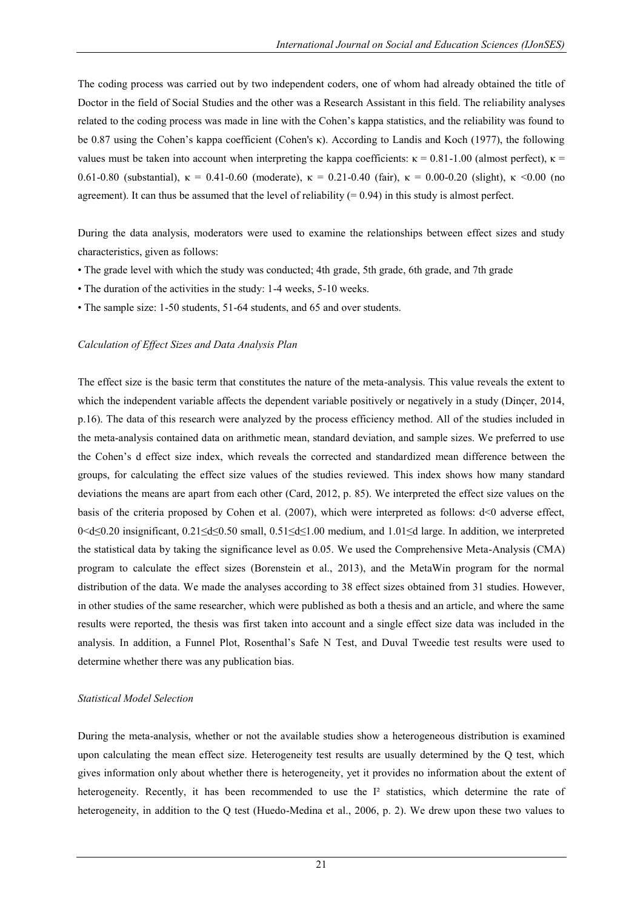The coding process was carried out by two independent coders, one of whom had already obtained the title of Doctor in the field of Social Studies and the other was a Research Assistant in this field. The reliability analyses related to the coding process was made in line with the Cohen's kappa statistics, and the reliability was found to be 0.87 using the Cohen's kappa coefficient (Cohen's κ). According to Landis and Koch (1977), the following values must be taken into account when interpreting the kappa coefficients: κ = 0.81-1.00 (almost perfect), κ = 0.61-0.80 (substantial), κ = 0.41-0.60 (moderate), κ = 0.21-0.40 (fair), κ = 0.00-0.20 (slight), κ <0.00 (no agreement). It can thus be assumed that the level of reliability (= 0.94) in this study is almost perfect.

During the data analysis, moderators were used to examine the relationships between effect sizes and study characteristics, given as follows:

- The grade level with which the study was conducted; 4th grade, 5th grade, 6th grade, and 7th grade
- The duration of the activities in the study: 1-4 weeks, 5-10 weeks.
- The sample size: 1-50 students, 51-64 students, and 65 and over students.

*Calculation of Effect Sizes and Data Analysis Plan*

The effect size is the basic term that constitutes the nature of the meta-analysis. This value reveals the extent to which the independent variable affects the dependent variable positively or negatively in a study (Dinçer, 2014, p.16). The data of this research were analyzed by the process efficiency method. All of the studies included in the meta-analysis contained data on arithmetic mean, standard deviation, and sample sizes. We preferred to use the Cohen's d effect size index, which reveals the corrected and standardized mean difference between the groups, for calculating the effect size values of the studies reviewed. This index shows how many standard deviations the means are apart from each other (Card, 2012, p. 85). We interpreted the effect size values on the basis of the criteria proposed by Cohen et al. (2007), which were interpreted as follows: $d<0$ adverse effect, $0<d\leq 0.20$ insignificant, $0.21\leq d\leq 0.50$ small, $0.51\leq d\leq 1.00$ medium, and $1.01\leq d$ large. In addition, we interpreted the statistical data by taking the significance level as 0.05. We used the Comprehensive Meta-Analysis (CMA) program to calculate the effect sizes (Borenstein et al., 2013), and the MetaWin program for the normal distribution of the data. We made the analyses according to 38 effect sizes obtained from 31 studies. However, in other studies of the same researcher, which were published as both a thesis and an article, and where the same results were reported, the thesis was first taken into account and a single effect size data was included in the analysis. In addition, a Funnel Plot, Rosenthal's Safe N Test, and Duval Tweedie test results were used to determine whether there was any publication bias.

*Statistical Model Selection*

During the meta-analysis, whether or not the available studies show a heterogeneous distribution is examined upon calculating the mean effect size. Heterogeneity test results are usually determined by the Q test, which gives information only about whether there is heterogeneity, yet it provides no information about the extent of heterogeneity. Recently, it has been recommended to use the $I^2$ statistics, which determine the rate of heterogeneity, in addition to the Q test (Huedo-Medina et al., 2006, p. 2). We drew upon these two values to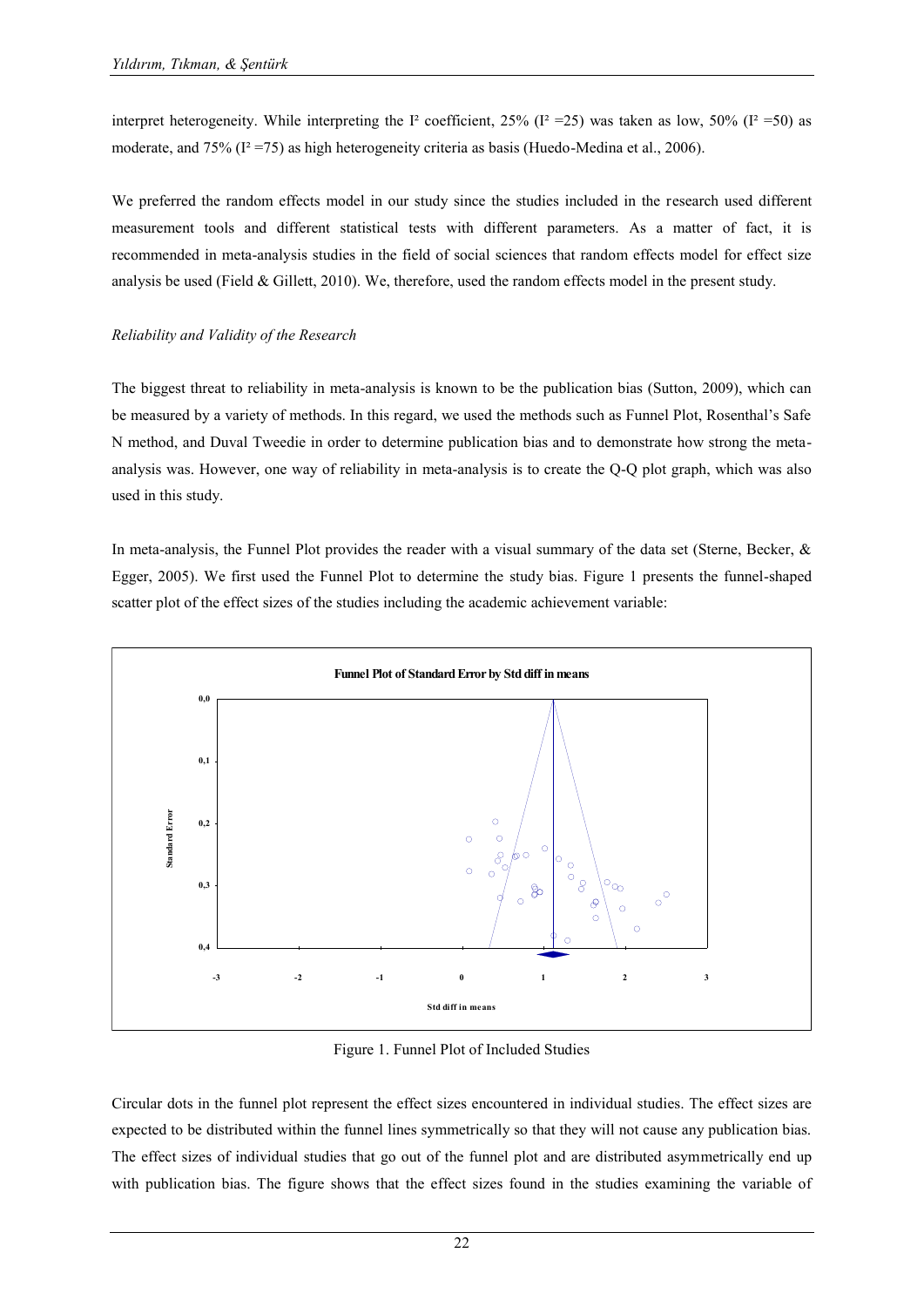interpret heterogeneity. While interpreting the I² coefficient, 25% ($I^2$ =25) was taken as low, 50% ($I^2$ =50) as moderate, and 75% ($I^2$ =75) as high heterogeneity criteria as basis (Huedo-Medina et al., 2006).

We preferred the random effects model in our study since the studies included in the research used different measurement tools and different statistical tests with different parameters. As a matter of fact, it is recommended in meta-analysis studies in the field of social sciences that random effects model for effect size analysis be used (Field & Gillett, 2010). We, therefore, used the random effects model in the present study.

*Reliability and Validity of the Research*

The biggest threat to reliability in meta-analysis is known to be the publication bias (Sutton, 2009), which can be measured by a variety of methods. In this regard, we used the methods such as Funnel Plot, Rosenthal's Safe N method, and Duval Tweedie in order to determine publication bias and to demonstrate how strong the meta-analysis was. However, one way of reliability in meta-analysis is to create the Q-Q plot graph, which was also used in this study.

In meta-analysis, the Funnel Plot provides the reader with a visual summary of the data set (Sterne, Becker, & Egger, 2005). We first used the Funnel Plot to determine the study bias. Figure 1 presents the funnel-shaped scatter plot of the effect sizes of the studies including the academic achievement variable:

Funnel Plot of Standard Error by Std diff in means

Standard Error

0,0
0,1
0,2
0,3
0,4

-3
-2
-1
0
1
2
3

Std diff in means

Figure 1. Funnel Plot of Included Studies

Circular dots in the funnel plot represent the effect sizes encountered in individual studies. The effect sizes are expected to be distributed within the funnel lines symmetrically so that they will not cause any publication bias. The effect sizes of individual studies that go out of the funnel plot and are distributed asymmetrically end up with publication bias. The figure shows that the effect sizes found in the studies examining the variable of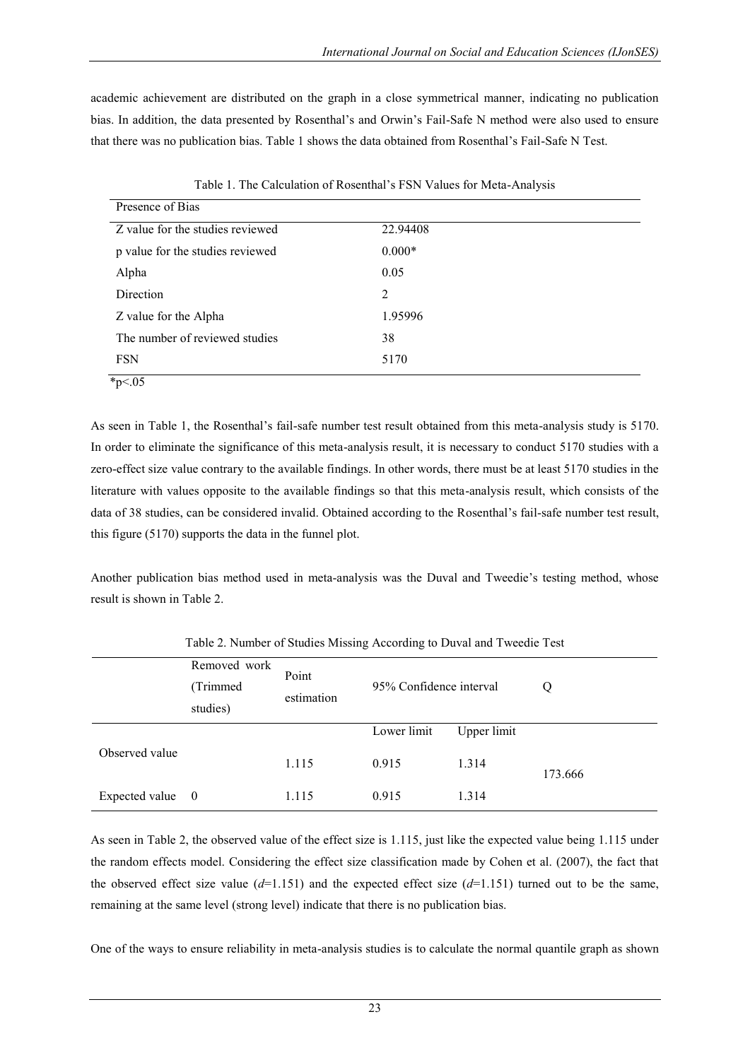academic achievement are distributed on the graph in a close symmetrical manner, indicating no publication bias. In addition, the data presented by Rosenthal's and Orwin's Fail-Safe N method were also used to ensure that there was no publication bias. Table 1 shows the data obtained from Rosenthal's Fail-Safe N Test.

Table 1. The Calculation of Rosenthal's FSN Values for Meta-Analysis

| Presence of Bias | |
|---|---|
| Z value for the studies reviewed | 22.94408 |
| p value for the studies reviewed | 0.000* |
| Alpha | 0.05 |
| Direction | 2 |
| Z value for the Alpha | 1.95996 |
| The number of reviewed studies | 38 |
| FSN | 5170 |

*p<.05

As seen in Table 1, the Rosenthal's fail-safe number test result obtained from this meta-analysis study is 5170. In order to eliminate the significance of this meta-analysis result, it is necessary to conduct 5170 studies with a zero-effect size value contrary to the available findings. In other words, there must be at least 5170 studies in the literature with values opposite to the available findings so that this meta-analysis result, which consists of the data of 38 studies, can be considered invalid. Obtained according to the Rosenthal's fail-safe number test result, this figure (5170) supports the data in the funnel plot.

Another publication bias method used in meta-analysis was the Duval and Tweedie's testing method, whose result is shown in Table 2.

Table 2. Number of Studies Missing According to Duval and Tweedie Test

| | Removed work (Trimmed studies) | Point estimation | 95% Confidence interval | | Q |
|---|---|---|---|---|---|
| | | | Lower limit | Upper limit | |
| Observed value | | 1.115 | 0.915 | 1.314 | 173.666 |
| Expected value | 0 | 1.115 | 0.915 | 1.314 | |

As seen in Table 2, the observed value of the effect size is 1.115, just like the expected value being 1.115 under the random effects model. Considering the effect size classification made by Cohen et al. (2007), the fact that the observed effect size value ($d$=1.151) and the expected effect size ($d$=1.151) turned out to be the same, remaining at the same level (strong level) indicate that there is no publication bias.

One of the ways to ensure reliability in meta-analysis studies is to calculate the normal quantile graph as shown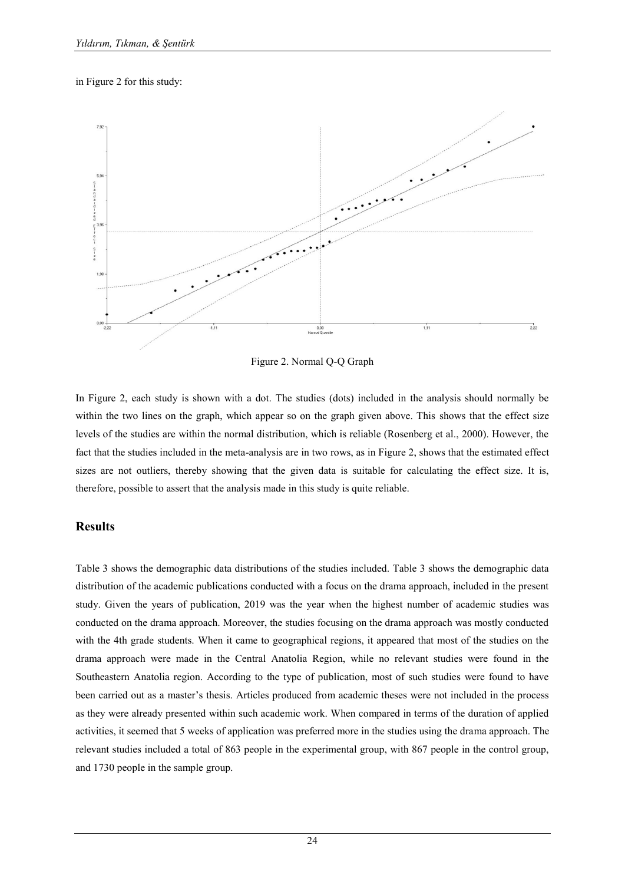in Figure 2 for this study:

Figure 2. Normal Q-Q Graph

In Figure 2, each study is shown with a dot. The studies (dots) included in the analysis should normally be within the two lines on the graph, which appear so on the graph given above. This shows that the effect size levels of the studies are within the normal distribution, which is reliable (Rosenberg et al., 2000). However, the fact that the studies included in the meta-analysis are in two rows, as in Figure 2, shows that the estimated effect sizes are not outliers, thereby showing that the given data is suitable for calculating the effect size. It is, therefore, possible to assert that the analysis made in this study is quite reliable.

## Results

Table 3 shows the demographic data distributions of the studies included. Table 3 shows the demographic data distribution of the academic publications conducted with a focus on the drama approach, included in the present study. Given the years of publication, 2019 was the year when the highest number of academic studies was conducted on the drama approach. Moreover, the studies focusing on the drama approach was mostly conducted with the 4th grade students. When it came to geographical regions, it appeared that most of the studies on the drama approach were made in the Central Anatolia Region, while no relevant studies were found in the Southeastern Anatolia region. According to the type of publication, most of such studies were found to have been carried out as a master's thesis. Articles produced from academic theses were not included in the process as they were already presented within such academic work. When compared in terms of the duration of applied activities, it seemed that 5 weeks of application was preferred more in the studies using the drama approach. The relevant studies included a total of 863 people in the experimental group, with 867 people in the control group, and 1730 people in the sample group.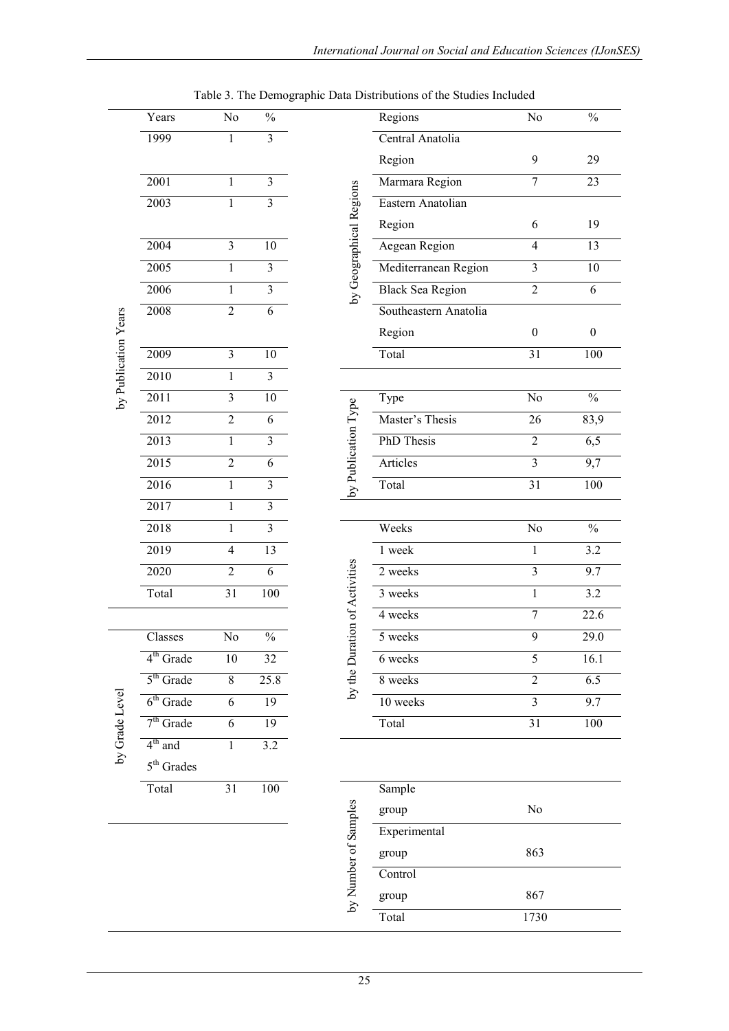Table 3. The Demographic Data Distributions of the Studies Included

| by Publication Years | Years | No | % |
|---|---|---|---|
| | 1999 | 1 | 3 |
| | 2001 | 1 | 3 |
| | 2003 | 1 | 3 |
| | 2004 | 3 | 10 |
| | 2005 | 1 | 3 |
| | 2006 | 1 | 3 |
| | 2008 | 2 | 6 |
| | 2009 | 3 | 10 |
| | 2010 | 1 | 3 |
| | 2011 | 3 | 10 |
| | 2012 | 2 | 6 |
| | 2013 | 1 | 3 |
| | 2015 | 2 | 6 |
| | 2016 | 1 | 3 |
| | 2017 | 1 | 3 |
| | 2018 | 1 | 3 |
| | 2019 | 4 | 13 |
| | 2020 | 2 | 6 |
| | Total | 31 | 100 |

| by Grade Level | Classes | No | % |
|---|---|---|---|
| | 4th Grade | 10 | 32 |
| | 5th Grade | 8 | 25.8 |
| | 6th Grade | 6 | 19 |
| | 7th Grade | 6 | 19 |
| | 4th and 5th Grades | 1 | 3.2 |
| | Total | 31 | 100 |

| by Geographical Regions | Regions | No | % |
|---|---|---|---|
| | Central Anatolia Region | 9 | 29 |
| | Marmara Region | 7 | 23 |
| | Eastern Anatolian Region | 6 | 19 |
| | Aegean Region | 4 | 13 |
| | Mediterranean Region | 3 | 10 |
| | Black Sea Region | 2 | 6 |
| | Southeastern Anatolia Region | 0 | 0 |
| | Total | 31 | 100 |

| by Publication Type | Type | No | % |
|---|---|---|---|
| | Master's Thesis | 26 | 83,9 |
| | PhD Thesis | 2 | 6,5 |
| | Articles | 3 | 9,7 |
| | Total | 31 | 100 |

| by the Duration of Activities | Weeks | No | % |
|---|---|---|---|
| | 1 week | 1 | 3.2 |
| | 2 weeks | 3 | 9.7 |
| | 3 weeks | 1 | 3.2 |
| | 4 weeks | 7 | 22.6 |
| | 5 weeks | 9 | 29.0 |
| | 6 weeks | 5 | 16.1 |
| | 8 weeks | 2 | 6.5 |
| | 10 weeks | 3 | 9.7 |
| | Total | 31 | 100 |

| by Number of Samples | Sample group | No |
|---|---|---|
| | Experimental group | 863 |
| | Control group | 867 |
| | Total | 1730 |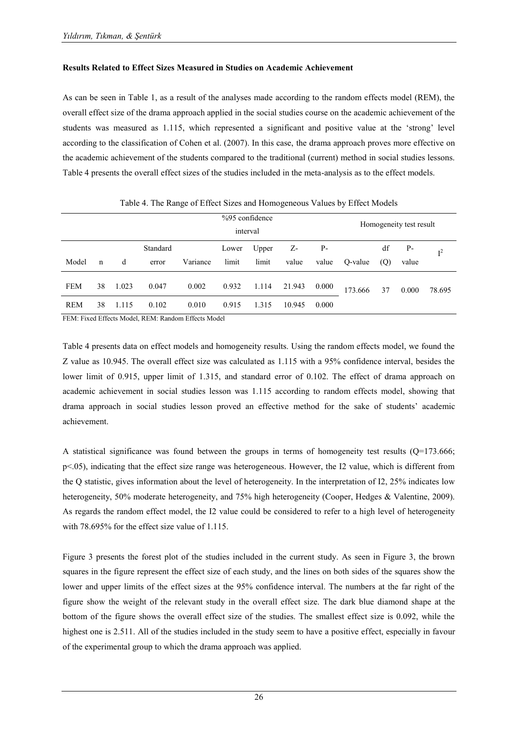**Results Related to Effect Sizes Measured in Studies on Academic Achievement**

As can be seen in Table 1, as a result of the analyses made according to the random effects model (REM), the overall effect size of the drama approach applied in the social studies course on the academic achievement of the students was measured as 1.115, which represented a significant and positive value at the 'strong' level according to the classification of Cohen et al. (2007). In this case, the drama approach proves more effective on the academic achievement of the students compared to the traditional (current) method in social studies lessons. Table 4 presents the overall effect sizes of the studies included in the meta-analysis as to the effect models.

Table 4. The Range of Effect Sizes and Homogeneous Values by Effect Models

| | | | | | %95 confidence interval | | | | Homogeneity test result | | | |
|---|---|---|---|---|---|---|---|---|---|---|---|---|
| Model | n | d | Standard error | Variance | Lower limit | Upper limit | Z-value | P-value | Q-value | df (Q) | P-value | $I^2$ |
| FEM | 38 | 1.023 | 0.047 | 0.002 | 0.932 | 1.114 | 21.943 | 0.000 | 173.666 | 37 | 0.000 | 78.695 |
| REM | 38 | 1.115 | 0.102 | 0.010 | 0.915 | 1.315 | 10.945 | 0.000 | | | | |

FEM: Fixed Effects Model, REM: Random Effects Model

Table 4 presents data on effect models and homogeneity results. Using the random effects model, we found the Z value as 10.945. The overall effect size was calculated as 1.115 with a 95% confidence interval, besides the lower limit of 0.915, upper limit of 1.315, and standard error of 0.102. The effect of drama approach on academic achievement in social studies lesson was 1.115 according to random effects model, showing that drama approach in social studies lesson proved an effective method for the sake of students' academic achievement.

A statistical significance was found between the groups in terms of homogeneity test results ($Q=173.666$; $p<.05$), indicating that the effect size range was heterogeneous. However, the I2 value, which is different from the Q statistic, gives information about the level of heterogeneity. In the interpretation of I2, 25% indicates low heterogeneity, 50% moderate heterogeneity, and 75% high heterogeneity (Cooper, Hedges & Valentine, 2009). As regards the random effect model, the I2 value could be considered to refer to a high level of heterogeneity with 78.695% for the effect size value of 1.115.

Figure 3 presents the forest plot of the studies included in the current study. As seen in Figure 3, the brown squares in the figure represent the effect size of each study, and the lines on both sides of the squares show the lower and upper limits of the effect sizes at the 95% confidence interval. The numbers at the far right of the figure show the weight of the relevant study in the overall effect size. The dark blue diamond shape at the bottom of the figure shows the overall effect size of the studies. The smallest effect size is 0.092, while the highest one is 2.511. All of the studies included in the study seem to have a positive effect, especially in favour of the experimental group to which the drama approach was applied.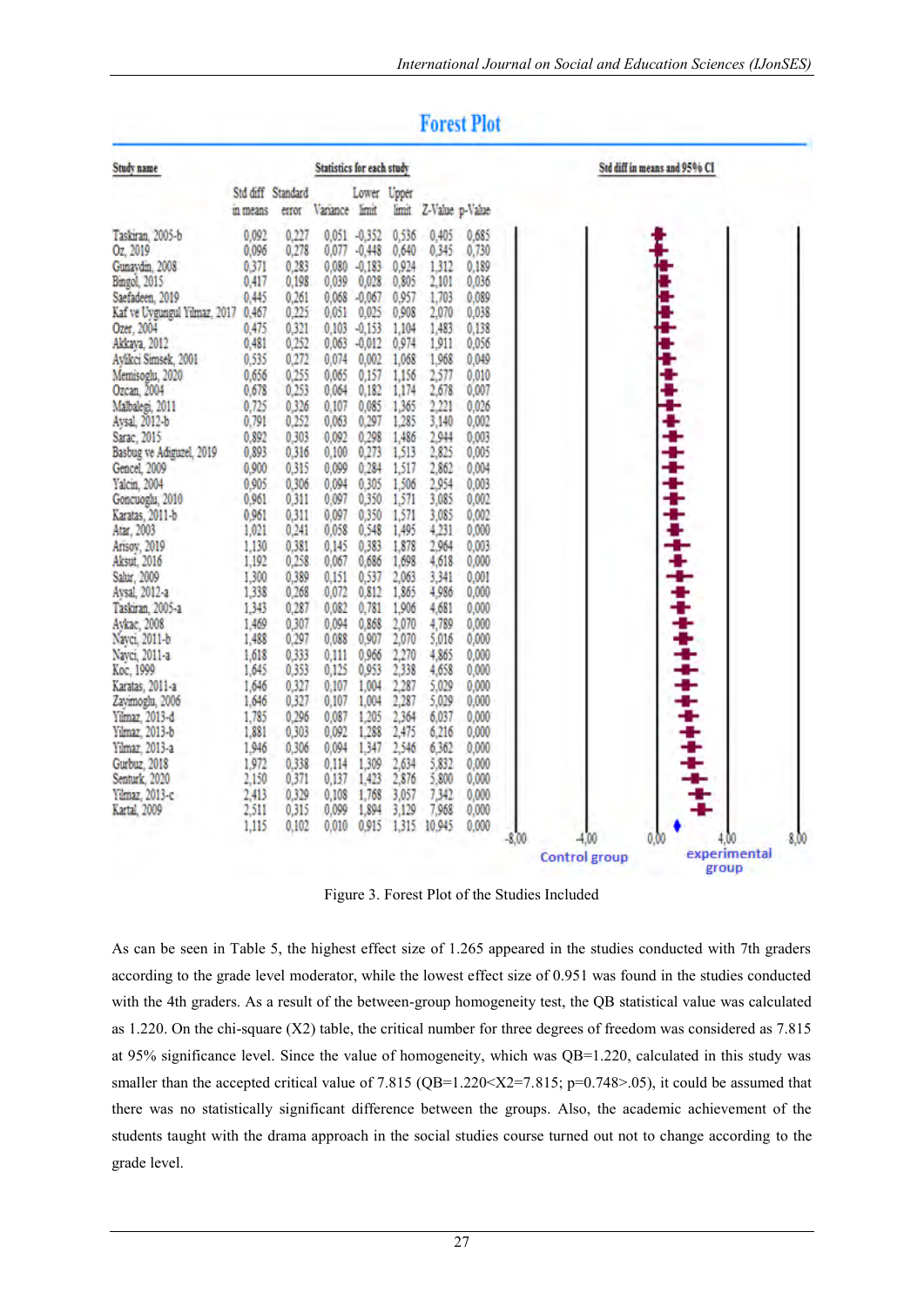Forest Plot

Study name | Statistics for each study | Std diff in means and 95% CI

Std diff in means | Standard error | Variance | Lower limit | Upper limit | Z-Value | p-Value

Taskiran, 2005-b 0,092 0,227 0,051 -0,352 0,536 0,405 0,685
Oz, 2019 0,096 0,278 0,077 -0,448 0,640 0,345 0,730
Gunaydin, 2008 0,371 0,283 0,080 -0,183 0,924 1,312 0,189
Bingol, 2015 0,417 0,198 0,039 0,028 0,805 2,101 0,036
Saefadeen, 2019 0,445 0,261 0,068 -0,067 0,957 1,703 0,089
Kaf ve Uygungul Yilmaz, 2017 0,467 0,225 0,051 0,025 0,908 2,070 0,038
Ozer, 2004 0,475 0,321 0,103 -0,153 1,104 1,483 0,138
Akkaya, 2012 0,481 0,252 0,063 -0,012 0,974 1,911 0,056
Aylikci Simsek, 2001 0,535 0,272 0,074 0,002 1,068 1,968 0,049
Memisoglu, 2020 0,656 0,255 0,065 0,157 1,156 2,577 0,010
Ozcan, 2004 0,678 0,253 0,064 0,182 1,174 2,678 0,007
Malbalegi, 2011 0,725 0,326 0,107 0,085 1,365 2,221 0,026
Aysal, 2012-b 0,791 0,252 0,063 0,297 1,285 3,140 0,002
Sarac, 2015 0,892 0,303 0,092 0,298 1,486 2,944 0,003
Basbug ve Adiguzel, 2019 0,893 0,316 0,100 0,273 1,513 2,825 0,005
Gencel, 2009 0,900 0,315 0,099 0,284 1,517 2,862 0,004
Yalcin, 2004 0,905 0,306 0,094 0,305 1,506 2,954 0,003
Goncuoglu, 2010 0,961 0,311 0,097 0,350 1,571 3,085 0,002
Karatas, 2011-b 0,961 0,311 0,097 0,350 1,571 3,085 0,002
Atar, 2003 1,021 0,241 0,058 0,548 1,495 4,231 0,000
Arisoy, 2019 1,130 0,381 0,145 0,383 1,878 2,964 0,003
Aksut, 2016 1,192 0,258 0,067 0,686 1,698 4,618 0,000
Sahır, 2009 1,300 0,389 0,151 0,537 2,063 3,341 0,001
Aysal, 2012-a 1,338 0,268 0,072 0,812 1,865 4,986 0,000
Taskiran, 2005-a 1,343 0,287 0,082 0,781 1,906 4,681 0,000
Aykac, 2008 1,469 0,307 0,094 0,868 2,070 4,789 0,000
Nayci, 2011-b 1,488 0,297 0,088 0,907 2,070 5,016 0,000
Nayci, 2011-a 1,618 0,333 0,111 0,966 2,270 4,865 0,000
Koc, 1999 1,645 0,353 0,125 0,953 2,338 4,658 0,000
Karatas, 2011-a 1,646 0,327 0,107 1,004 2,287 5,029 0,000
Zayimoglu, 2006 1,646 0,327 0,107 1,004 2,287 5,029 0,000
Yilmaz, 2013-d 1,785 0,296 0,087 1,205 2,364 6,037 0,000
Yilmaz, 2013-b 1,881 0,303 0,092 1,288 2,475 6,216 0,000
Yilmaz, 2013-a 1,946 0,306 0,094 1,347 2,546 6,362 0,000
Gurbuz, 2018 1,972 0,338 0,114 1,309 2,634 5,832 0,000
Senturk, 2020 2,150 0,371 0,137 1,423 2,876 5,800 0,000
Yilmaz, 2013-c 2,413 0,329 0,108 1,768 3,057 7,342 0,000
Kartal, 2009 2,511 0,315 0,099 1,894 3,129 7,968 0,000
1,115 0,102 0,010 0,915 1,315 10,945 0,000

-8,00 -4,00 0,00 4,00 8,00

Control group

experimental group

Figure 3. Forest Plot of the Studies Included

As can be seen in Table 5, the highest effect size of 1.265 appeared in the studies conducted with 7th graders according to the grade level moderator, while the lowest effect size of 0.951 was found in the studies conducted with the 4th graders. As a result of the between-group homogeneity test, the QB statistical value was calculated as 1.220. On the chi-square (X2) table, the critical number for three degrees of freedom was considered as 7.815 at 95% significance level. Since the value of homogeneity, which was QB=1.220, calculated in this study was smaller than the accepted critical value of 7.815 (QB=1.220<X2=7.815; p=0.748>.05), it could be assumed that there was no statistically significant difference between the groups. Also, the academic achievement of the students taught with the drama approach in the social studies course turned out not to change according to the grade level.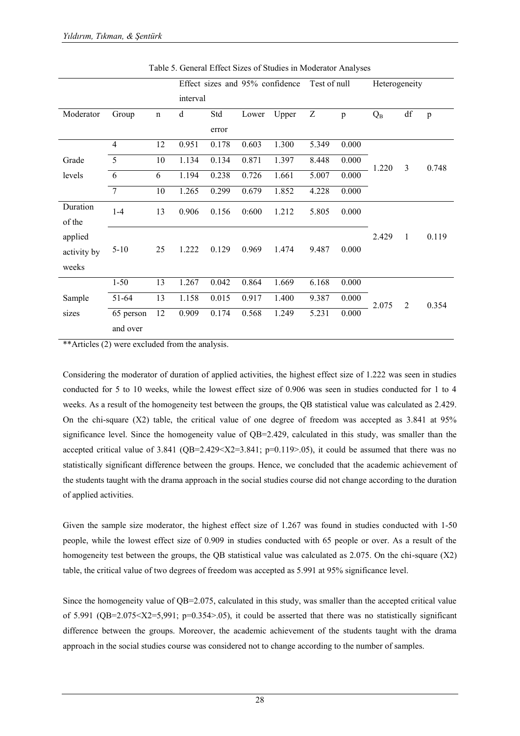Table 5. General Effect Sizes of Studies in Moderator Analyses

| | | | Effect sizes and 95% confidence interval | | | | Test of null | | Heterogeneity | | |
|---|---|---|---|---|---|---|---|---|---|---|---|
| Moderator | Group | n | d | Std error | Lower | Upper | Z | p | $Q_B$ | df | p |
| Grade levels | 4 | 12 | 0.951 | 0.178 | 0.603 | 1.300 | 5.349 | 0.000 | 1.220 | 3 | 0.748 |
| | 5 | 10 | 1.134 | 0.134 | 0.871 | 1.397 | 8.448 | 0.000 | | | |
| | 6 | 6 | 1.194 | 0.238 | 0.726 | 1.661 | 5.007 | 0.000 | | | |
| | 7 | 10 | 1.265 | 0.299 | 0.679 | 1.852 | 4.228 | 0.000 | | | |
| Duration of the applied activity by weeks | 1-4 | 13 | 0.906 | 0.156 | 0:600 | 1.212 | 5.805 | 0.000 | 2.429 | 1 | 0.119 |
| | 5-10 | 25 | 1.222 | 0.129 | 0.969 | 1.474 | 9.487 | 0.000 | | | |
| Sample sizes | 1-50 | 13 | 1.267 | 0.042 | 0.864 | 1.669 | 6.168 | 0.000 | 2.075 | 2 | 0.354 |
| | 51-64 | 13 | 1.158 | 0.015 | 0.917 | 1.400 | 9.387 | 0.000 | | | |
| | 65 person and over | 12 | 0.909 | 0.174 | 0.568 | 1.249 | 5.231 | 0.000 | | | |

**Articles (2) were excluded from the analysis.

Considering the moderator of duration of applied activities, the highest effect size of 1.222 was seen in studies conducted for 5 to 10 weeks, while the lowest effect size of 0.906 was seen in studies conducted for 1 to 4 weeks. As a result of the homogeneity test between the groups, the QB statistical value was calculated as 2.429. On the chi-square (X2) table, the critical value of one degree of freedom was accepted as 3.841 at 95% significance level. Since the homogeneity value of QB=2.429, calculated in this study, was smaller than the accepted critical value of 3.841 (QB=2.429<X2=3.841; p=0.119>.05), it could be assumed that there was no statistically significant difference between the groups. Hence, we concluded that the academic achievement of the students taught with the drama approach in the social studies course did not change according to the duration of applied activities.

Given the sample size moderator, the highest effect size of 1.267 was found in studies conducted with 1-50 people, while the lowest effect size of 0.909 in studies conducted with 65 people or over. As a result of the homogeneity test between the groups, the QB statistical value was calculated as 2.075. On the chi-square (X2) table, the critical value of two degrees of freedom was accepted as 5.991 at 95% significance level.

Since the homogeneity value of QB=2.075, calculated in this study, was smaller than the accepted critical value of 5.991 (QB=2.075<X2=5,991; p=0.354>.05), it could be asserted that there was no statistically significant difference between the groups. Moreover, the academic achievement of the students taught with the drama approach in the social studies course was considered not to change according to the number of samples.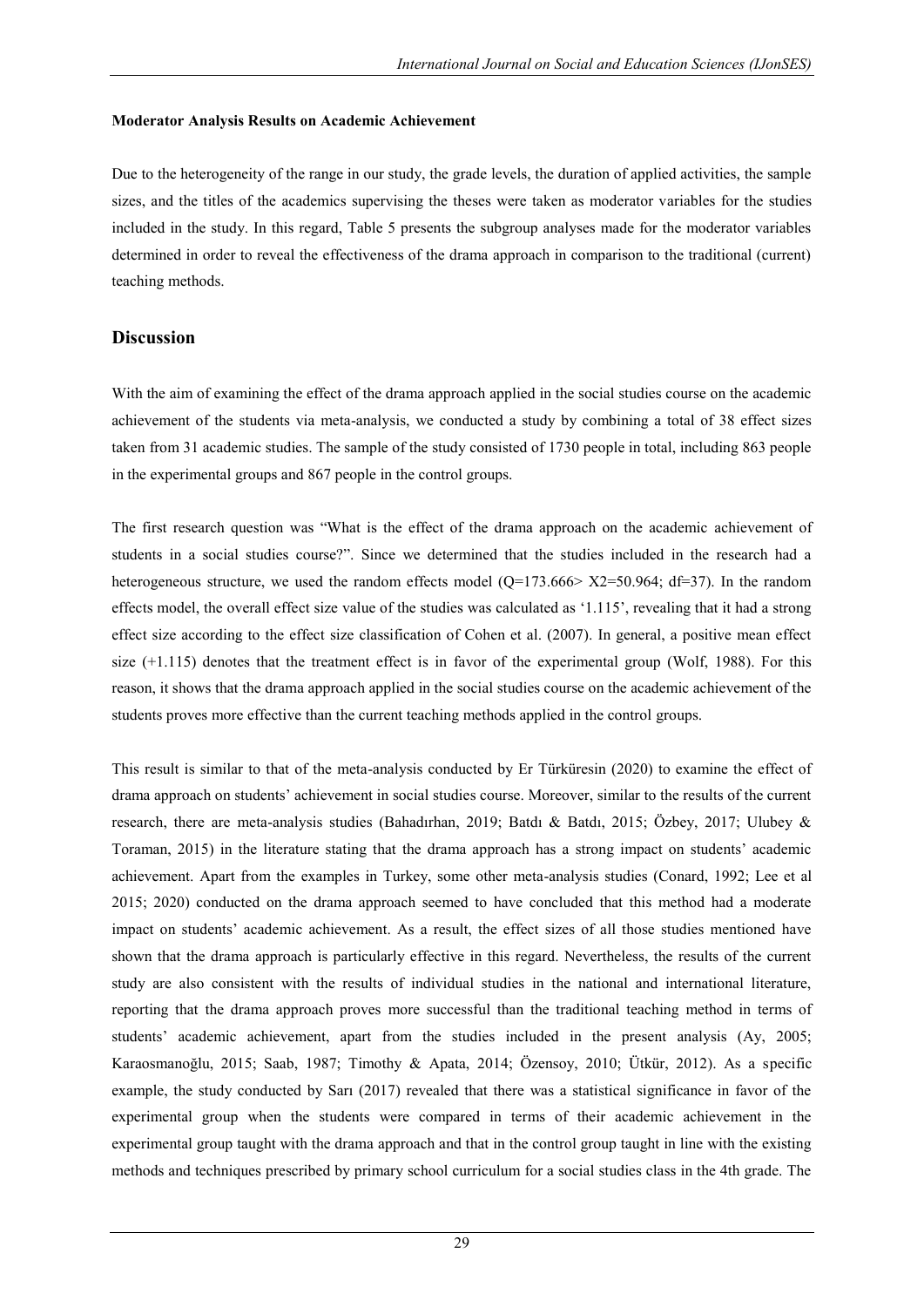**Moderator Analysis Results on Academic Achievement**

Due to the heterogeneity of the range in our study, the grade levels, the duration of applied activities, the sample sizes, and the titles of the academics supervising the theses were taken as moderator variables for the studies included in the study. In this regard, Table 5 presents the subgroup analyses made for the moderator variables determined in order to reveal the effectiveness of the drama approach in comparison to the traditional (current) teaching methods.

## Discussion

With the aim of examining the effect of the drama approach applied in the social studies course on the academic achievement of the students via meta-analysis, we conducted a study by combining a total of 38 effect sizes taken from 31 academic studies. The sample of the study consisted of 1730 people in total, including 863 people in the experimental groups and 867 people in the control groups.

The first research question was "What is the effect of the drama approach on the academic achievement of students in a social studies course?". Since we determined that the studies included in the research had a heterogeneous structure, we used the random effects model ($Q=173.666 > X2=50.964$; $df=37$). In the random effects model, the overall effect size value of the studies was calculated as '1.115', revealing that it had a strong effect size according to the effect size classification of Cohen et al. (2007). In general, a positive mean effect size (+1.115) denotes that the treatment effect is in favor of the experimental group (Wolf, 1988). For this reason, it shows that the drama approach applied in the social studies course on the academic achievement of the students proves more effective than the current teaching methods applied in the control groups.

This result is similar to that of the meta-analysis conducted by Er Türküresin (2020) to examine the effect of drama approach on students' achievement in social studies course. Moreover, similar to the results of the current research, there are meta-analysis studies (Bahadırhan, 2019; Batdı & Batdı, 2015; Özbey, 2017; Ulubey & Toraman, 2015) in the literature stating that the drama approach has a strong impact on students' academic achievement. Apart from the examples in Turkey, some other meta-analysis studies (Conard, 1992; Lee et al 2015; 2020) conducted on the drama approach seemed to have concluded that this method had a moderate impact on students' academic achievement. As a result, the effect sizes of all those studies mentioned have shown that the drama approach is particularly effective in this regard. Nevertheless, the results of the current study are also consistent with the results of individual studies in the national and international literature, reporting that the drama approach proves more successful than the traditional teaching method in terms of students' academic achievement, apart from the studies included in the present analysis (Ay, 2005; Karaosmanoğlu, 2015; Saab, 1987; Timothy & Apata, 2014; Özensoy, 2010; Ütkür, 2012). As a specific example, the study conducted by Sarı (2017) revealed that there was a statistical significance in favor of the experimental group when the students were compared in terms of their academic achievement in the experimental group taught with the drama approach and that in the control group taught in line with the existing methods and techniques prescribed by primary school curriculum for a social studies class in the 4th grade. The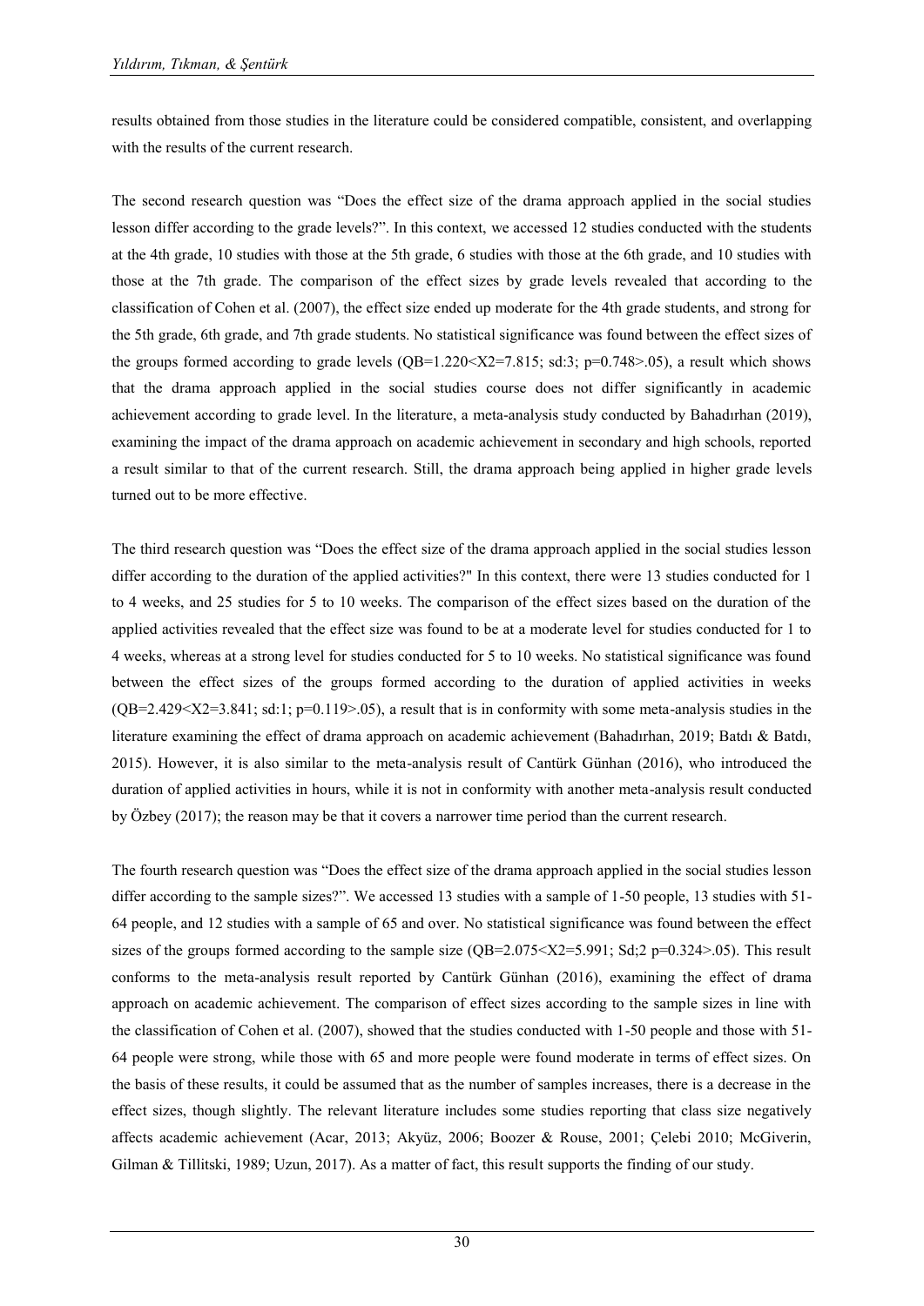results obtained from those studies in the literature could be considered compatible, consistent, and overlapping with the results of the current research.

The second research question was "Does the effect size of the drama approach applied in the social studies lesson differ according to the grade levels?". In this context, we accessed 12 studies conducted with the students at the 4th grade, 10 studies with those at the 5th grade, 6 studies with those at the 6th grade, and 10 studies with those at the 7th grade. The comparison of the effect sizes by grade levels revealed that according to the classification of Cohen et al. (2007), the effect size ended up moderate for the 4th grade students, and strong for the 5th grade, 6th grade, and 7th grade students. No statistical significance was found between the effect sizes of the groups formed according to grade levels ($Q_B=1.220<X^2=7.815$; sd:3; $p=0.748>.05$), a result which shows that the drama approach applied in the social studies course does not differ significantly in academic achievement according to grade level. In the literature, a meta-analysis study conducted by Bahadırhan (2019), examining the impact of the drama approach on academic achievement in secondary and high schools, reported a result similar to that of the current research. Still, the drama approach being applied in higher grade levels turned out to be more effective.

The third research question was "Does the effect size of the drama approach applied in the social studies lesson differ according to the duration of the applied activities?" In this context, there were 13 studies conducted for 1 to 4 weeks, and 25 studies for 5 to 10 weeks. The comparison of the effect sizes based on the duration of the applied activities revealed that the effect size was found to be at a moderate level for studies conducted for 1 to 4 weeks, whereas at a strong level for studies conducted for 5 to 10 weeks. No statistical significance was found between the effect sizes of the groups formed according to the duration of applied activities in weeks ($Q_B=2.429<X^2=3.841$; sd:1; $p=0.119>.05$), a result that is in conformity with some meta-analysis studies in the literature examining the effect of drama approach on academic achievement (Bahadırhan, 2019; Batdı & Batdı, 2015). However, it is also similar to the meta-analysis result of Cantürk Günhan (2016), who introduced the duration of applied activities in hours, while it is not in conformity with another meta-analysis result conducted by Özbey (2017); the reason may be that it covers a narrower time period than the current research.

The fourth research question was "Does the effect size of the drama approach applied in the social studies lesson differ according to the sample sizes?". We accessed 13 studies with a sample of 1-50 people, 13 studies with 51-64 people, and 12 studies with a sample of 65 and over. No statistical significance was found between the effect sizes of the groups formed according to the sample size ($Q_B=2.075<X^2=5.991$; Sd;2 $p=0.324>.05$). This result conforms to the meta-analysis result reported by Cantürk Günhan (2016), examining the effect of drama approach on academic achievement. The comparison of effect sizes according to the sample sizes in line with the classification of Cohen et al. (2007), showed that the studies conducted with 1-50 people and those with 51-64 people were strong, while those with 65 and more people were found moderate in terms of effect sizes. On the basis of these results, it could be assumed that as the number of samples increases, there is a decrease in the effect sizes, though slightly. The relevant literature includes some studies reporting that class size negatively affects academic achievement (Acar, 2013; Akyüz, 2006; Boozer & Rouse, 2001; Çelebi 2010; McGiverin, Gilman & Tillitski, 1989; Uzun, 2017). As a matter of fact, this result supports the finding of our study.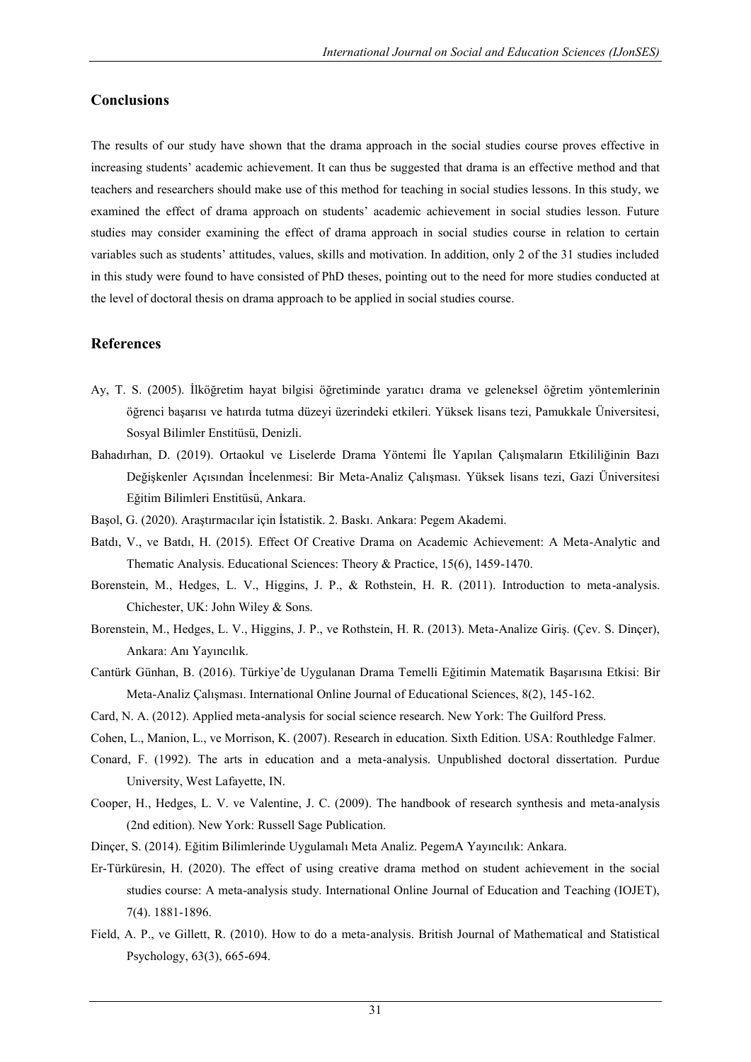## Conclusions

The results of our study have shown that the drama approach in the social studies course proves effective in increasing students' academic achievement. It can thus be suggested that drama is an effective method and that teachers and researchers should make use of this method for teaching in social studies lessons. In this study, we examined the effect of drama approach on students' academic achievement in social studies lesson. Future studies may consider examining the effect of drama approach in social studies course in relation to certain variables such as students' attitudes, values, skills and motivation. In addition, only 2 of the 31 studies included in this study were found to have consisted of PhD theses, pointing out to the need for more studies conducted at the level of doctoral thesis on drama approach to be applied in social studies course.

## References

Ay, T. S. (2005). İlköğretim hayat bilgisi öğretiminde yaratıcı drama ve geleneksel öğretim yöntemlerinin öğrenci başarısı ve hatırda tutma düzeyi üzerindeki etkileri. Yüksek lisans tezi, Pamukkale Üniversitesi, Sosyal Bilimler Enstitüsü, Denizli.

Bahadırhan, D. (2019). Ortaokul ve Liselerde Drama Yöntemi İle Yapılan Çalışmaların Etkililiğinin Bazı Değişkenler Açısından İncelenmesi: Bir Meta-Analiz Çalışması. Yüksek lisans tezi, Gazi Üniversitesi Eğitim Bilimleri Enstitüsü, Ankara.

Başol, G. (2020). Araştırmacılar için İstatistik. 2. Baskı. Ankara: Pegem Akademi.

Batdı, V., ve Batdı, H. (2015). Effect Of Creative Drama on Academic Achievement: A Meta-Analytic and Thematic Analysis. Educational Sciences: Theory & Practice, 15(6), 1459-1470.

Borenstein, M., Hedges, L. V., Higgins, J. P., & Rothstein, H. R. (2011). Introduction to meta-analysis. Chichester, UK: John Wiley & Sons.

Borenstein, M., Hedges, L. V., Higgins, J. P., ve Rothstein, H. R. (2013). Meta-Analize Giriş. (Çev. S. Dinçer), Ankara: Anı Yayıncılık.

Cantürk Günhan, B. (2016). Türkiye'de Uygulanan Drama Temelli Eğitimin Matematik Başarısına Etkisi: Bir Meta-Analiz Çalışması. International Online Journal of Educational Sciences, 8(2), 145-162.

Card, N. A. (2012). Applied meta-analysis for social science research. New York: The Guilford Press.

Cohen, L., Manion, L., ve Morrison, K. (2007). Research in education. Sixth Edition. USA: Routhledge Falmer.

Conard, F. (1992). The arts in education and a meta-analysis. Unpublished doctoral dissertation. Purdue University, West Lafayette, IN.

Cooper, H., Hedges, L. V. ve Valentine, J. C. (2009). The handbook of research synthesis and meta-analysis (2nd edition). New York: Russell Sage Publication.

Dinçer, S. (2014). Eğitim Bilimlerinde Uygulamalı Meta Analiz. PegemA Yayıncılık: Ankara.

Er-Türküresin, H. (2020). The effect of using creative drama method on student achievement in the social studies course: A meta-analysis study. International Online Journal of Education and Teaching (IOJET), 7(4). 1881-1896.

Field, A. P., ve Gillett, R. (2010). How to do a meta-analysis. British Journal of Mathematical and Statistical Psychology, 63(3), 665-694.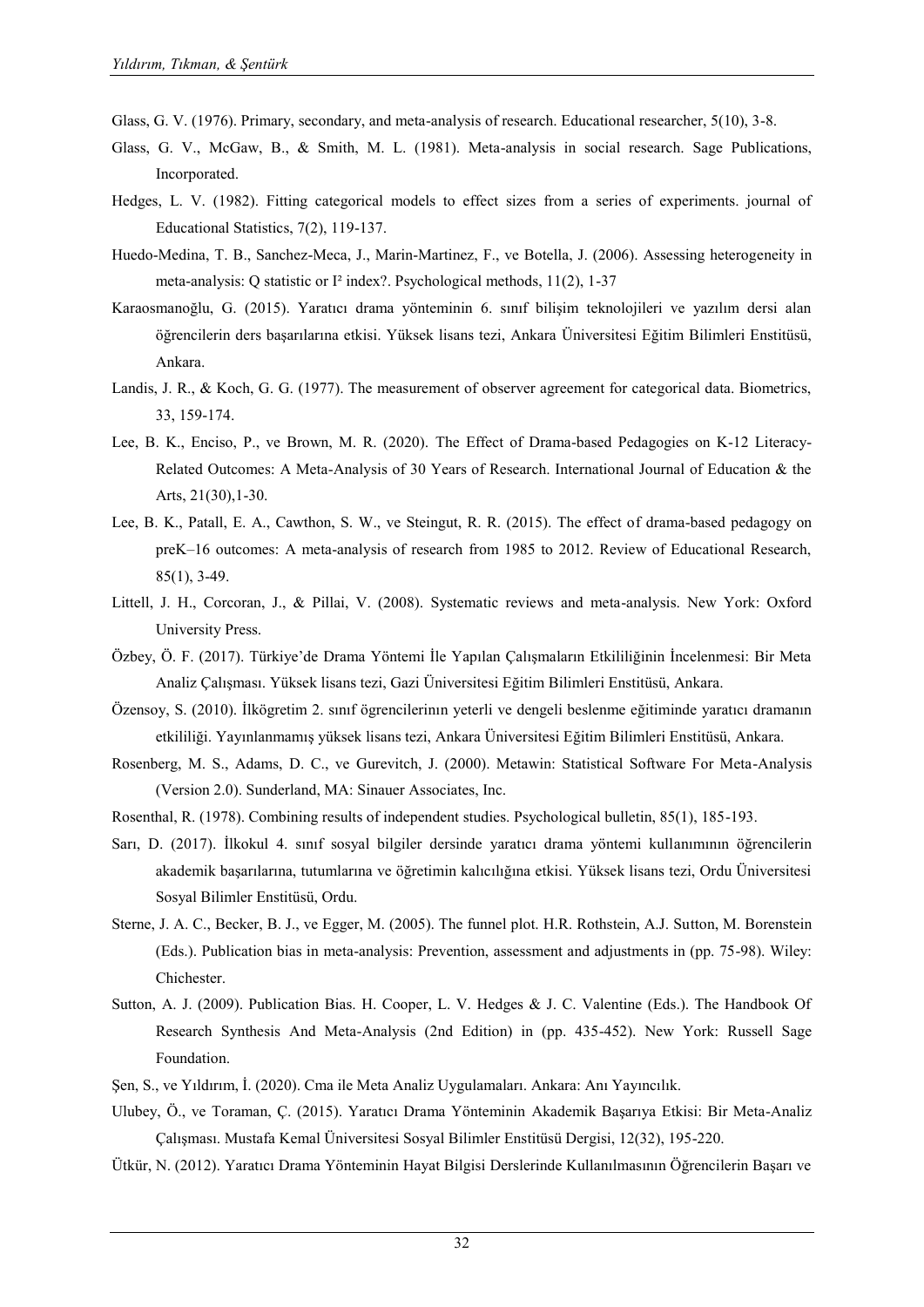Glass, G. V. (1976). Primary, secondary, and meta-analysis of research. Educational researcher, 5(10), 3-8.

Glass, G. V., McGaw, B., & Smith, M. L. (1981). Meta-analysis in social research. Sage Publications, Incorporated.

Hedges, L. V. (1982). Fitting categorical models to effect sizes from a series of experiments. journal of Educational Statistics, 7(2), 119-137.

Huedo-Medina, T. B., Sanchez-Meca, J., Marin-Martinez, F., ve Botella, J. (2006). Assessing heterogeneity in meta-analysis: Q statistic or I² index?. Psychological methods, 11(2), 1-37

Karaosmanoğlu, G. (2015). Yaratıcı drama yönteminin 6. sınıf bilişim teknolojileri ve yazılım dersi alan öğrencilerin ders başarılarına etkisi. Yüksek lisans tezi, Ankara Üniversitesi Eğitim Bilimleri Enstitüsü, Ankara.

Landis, J. R., & Koch, G. G. (1977). The measurement of observer agreement for categorical data. Biometrics, 33, 159-174.

Lee, B. K., Enciso, P., ve Brown, M. R. (2020). The Effect of Drama-based Pedagogies on K-12 Literacy-Related Outcomes: A Meta-Analysis of 30 Years of Research. International Journal of Education & the Arts, 21(30),1-30.

Lee, B. K., Patall, E. A., Cawthon, S. W., ve Steingut, R. R. (2015). The effect of drama-based pedagogy on preK–16 outcomes: A meta-analysis of research from 1985 to 2012. Review of Educational Research, 85(1), 3-49.

Littell, J. H., Corcoran, J., & Pillai, V. (2008). Systematic reviews and meta-analysis. New York: Oxford University Press.

Özbey, Ö. F. (2017). Türkiye'de Drama Yöntemi İle Yapılan Çalışmaların Etkililiğinin İncelenmesi: Bir Meta Analiz Çalışması. Yüksek lisans tezi, Gazi Üniversitesi Eğitim Bilimleri Enstitüsü, Ankara.

Özensoy, S. (2010). İlkögretim 2. sınıf ögrencilerinın yeterli ve dengeli beslenme eğitiminde yaratıcı dramanın etkililiği. Yayınlanmamış yüksek lisans tezi, Ankara Üniversitesi Eğitim Bilimleri Enstitüsü, Ankara.

Rosenberg, M. S., Adams, D. C., ve Gurevitch, J. (2000). Metawin: Statistical Software For Meta-Analysis (Version 2.0). Sunderland, MA: Sinauer Associates, Inc.

Rosenthal, R. (1978). Combining results of independent studies. Psychological bulletin, 85(1), 185-193.

Sarı, D. (2017). İlkokul 4. sınıf sosyal bilgiler dersinde yaratıcı drama yöntemi kullanımının öğrencilerin akademik başarılarına, tutumlarına ve öğretimin kalıcılığına etkisi. Yüksek lisans tezi, Ordu Üniversitesi Sosyal Bilimler Enstitüsü, Ordu.

Sterne, J. A. C., Becker, B. J., ve Egger, M. (2005). The funnel plot. H.R. Rothstein, A.J. Sutton, M. Borenstein (Eds.). Publication bias in meta-analysis: Prevention, assessment and adjustments in (pp. 75-98). Wiley: Chichester.

Sutton, A. J. (2009). Publication Bias. H. Cooper, L. V. Hedges & J. C. Valentine (Eds.). The Handbook Of Research Synthesis And Meta-Analysis (2nd Edition) in (pp. 435-452). New York: Russell Sage Foundation.

Şen, S., ve Yıldırım, İ. (2020). Cma ile Meta Analiz Uygulamaları. Ankara: Anı Yayıncılık.

Ulubey, Ö., ve Toraman, Ç. (2015). Yaratıcı Drama Yönteminin Akademik Başarıya Etkisi: Bir Meta-Analiz Çalışması. Mustafa Kemal Üniversitesi Sosyal Bilimler Enstitüsü Dergisi, 12(32), 195-220.

Ütkür, N. (2012). Yaratıcı Drama Yönteminin Hayat Bilgisi Derslerinde Kullanılmasının Öğrencilerin Başarı ve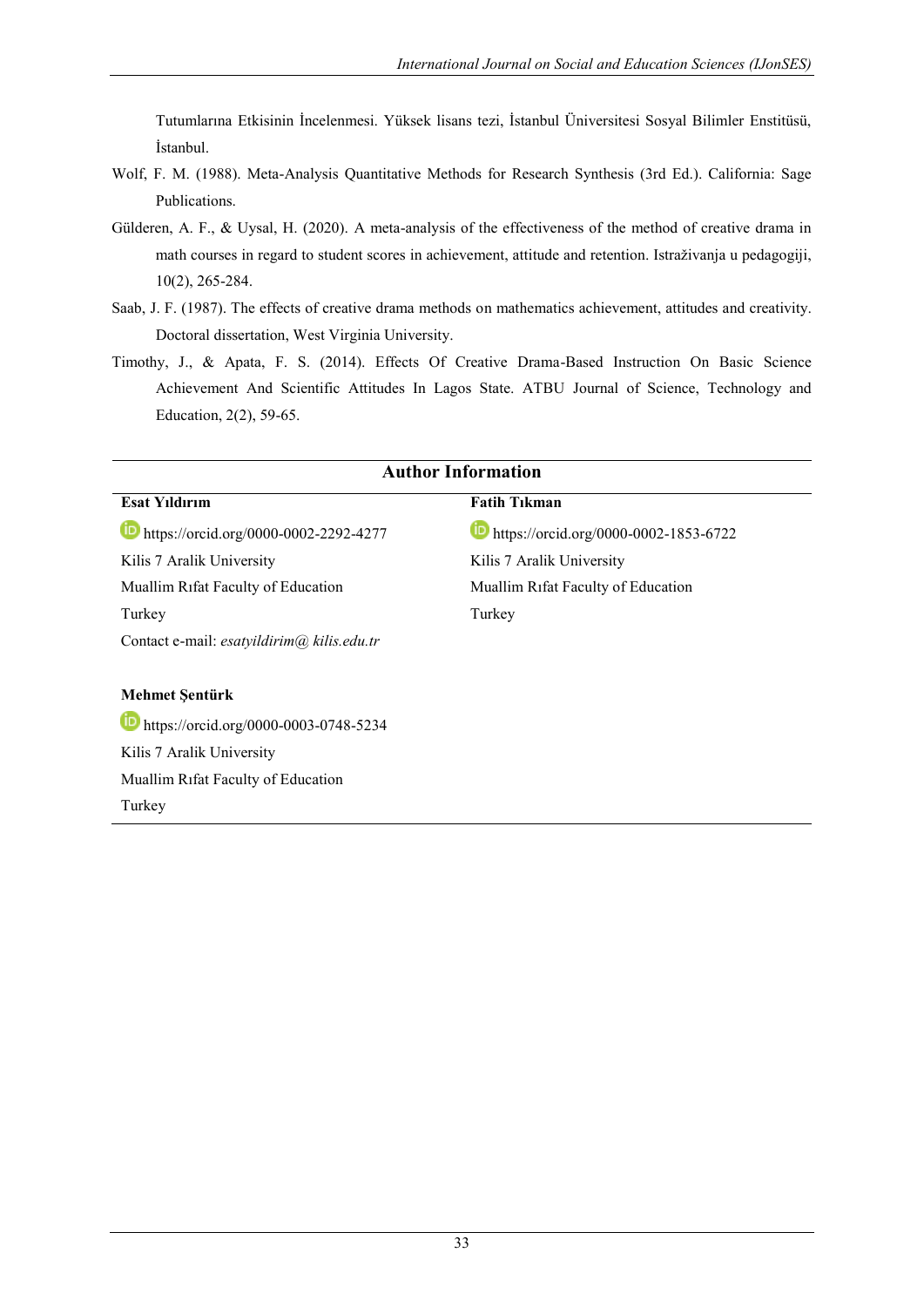Tutumlarına Etkisinin İncelenmesi. Yüksek lisans tezi, İstanbul Üniversitesi Sosyal Bilimler Enstitüsü, İstanbul.

Wolf, F. M. (1988). Meta-Analysis Quantitative Methods for Research Synthesis (3rd Ed.). California: Sage Publications.

Gülderen, A. F., & Uysal, H. (2020). A meta-analysis of the effectiveness of the method of creative drama in math courses in regard to student scores in achievement, attitude and retention. Istraživanja u pedagogiji, 10(2), 265-284.

Saab, J. F. (1987). The effects of creative drama methods on mathematics achievement, attitudes and creativity. Doctoral dissertation, West Virginia University.

Timothy, J., & Apata, F. S. (2014). Effects Of Creative Drama-Based Instruction On Basic Science Achievement And Scientific Attitudes In Lagos State. ATBU Journal of Science, Technology and Education, 2(2), 59-65.

## Author Information

**Esat Yıldırım**
https://orcid.org/0000-0002-2292-4277
Kilis 7 Aralik University
Muallim Rıfat Faculty of Education
Turkey
Contact e-mail: *esatyildirim@ kilis.edu.tr*

**Fatih Tıkman**
https://orcid.org/0000-0002-1853-6722
Kilis 7 Aralik University
Muallim Rıfat Faculty of Education
Turkey

**Mehmet Şentürk**
https://orcid.org/0000-0003-0748-5234
Kilis 7 Aralik University
Muallim Rıfat Faculty of Education
Turkey